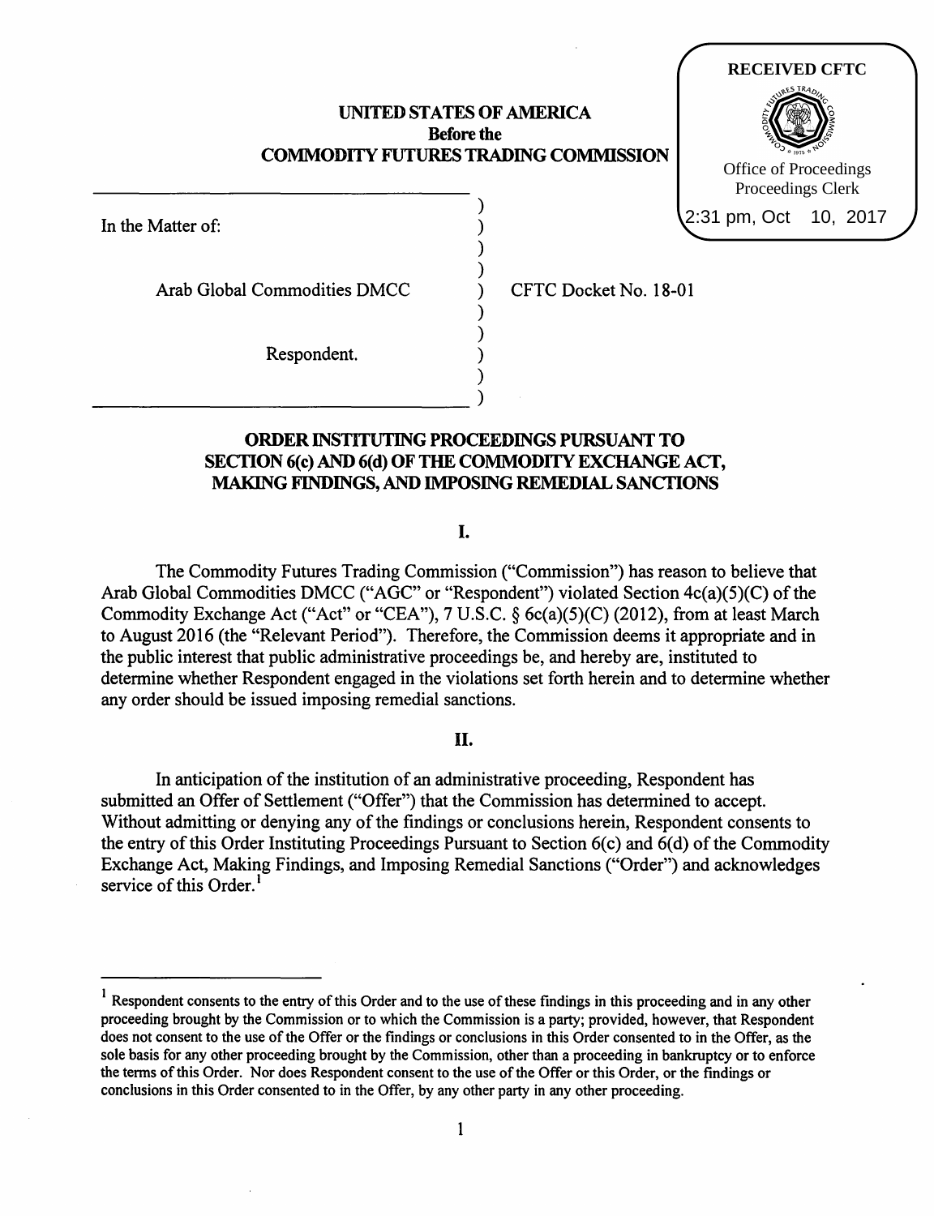**RECEIVED CFTC**

Office of Proceedings
Proceedings Clerk

2:31 pm, Oct 10, 2017

**UNITED STATES OF AMERICA**
**Before the**
**COMMODITY FUTURES TRADING COMMISSION**

In the Matter of:

Arab Global Commodities DMCC

Respondent.

CFTC Docket No. 18-01

## ORDER INSTITUTING PROCEEDINGS PURSUANT TO SECTION 6(c) AND 6(d) OF THE COMMODITY EXCHANGE ACT, MAKING FINDINGS, AND IMPOSING REMEDIAL SANCTIONS

### I.

The Commodity Futures Trading Commission ("Commission") has reason to believe that Arab Global Commodities DMCC ("AGC" or "Respondent") violated Section 4c(a)(5)(C) of the Commodity Exchange Act ("Act" or "CEA"), 7 U.S.C. § 6c(a)(5)(C) (2012), from at least March to August 2016 (the "Relevant Period"). Therefore, the Commission deems it appropriate and in the public interest that public administrative proceedings be, and hereby are, instituted to determine whether Respondent engaged in the violations set forth herein and to determine whether any order should be issued imposing remedial sanctions.

### II.

In anticipation of the institution of an administrative proceeding, Respondent has submitted an Offer of Settlement ("Offer") that the Commission has determined to accept. Without admitting or denying any of the findings or conclusions herein, Respondent consents to the entry of this Order Instituting Proceedings Pursuant to Section 6(c) and 6(d) of the Commodity Exchange Act, Making Findings, and Imposing Remedial Sanctions ("Order") and acknowledges service of this Order.[1]

---

[1] Respondent consents to the entry of this Order and to the use of these findings in this proceeding and in any other proceeding brought by the Commission or to which the Commission is a party; provided, however, that Respondent does not consent to the use of the Offer or the findings or conclusions in this Order consented to in the Offer, as the sole basis for any other proceeding brought by the Commission, other than a proceeding in bankruptcy or to enforce the terms of this Order. Nor does Respondent consent to the use of the Offer or this Order, or the findings or conclusions in this Order consented to in the Offer, by any other party in any other proceeding.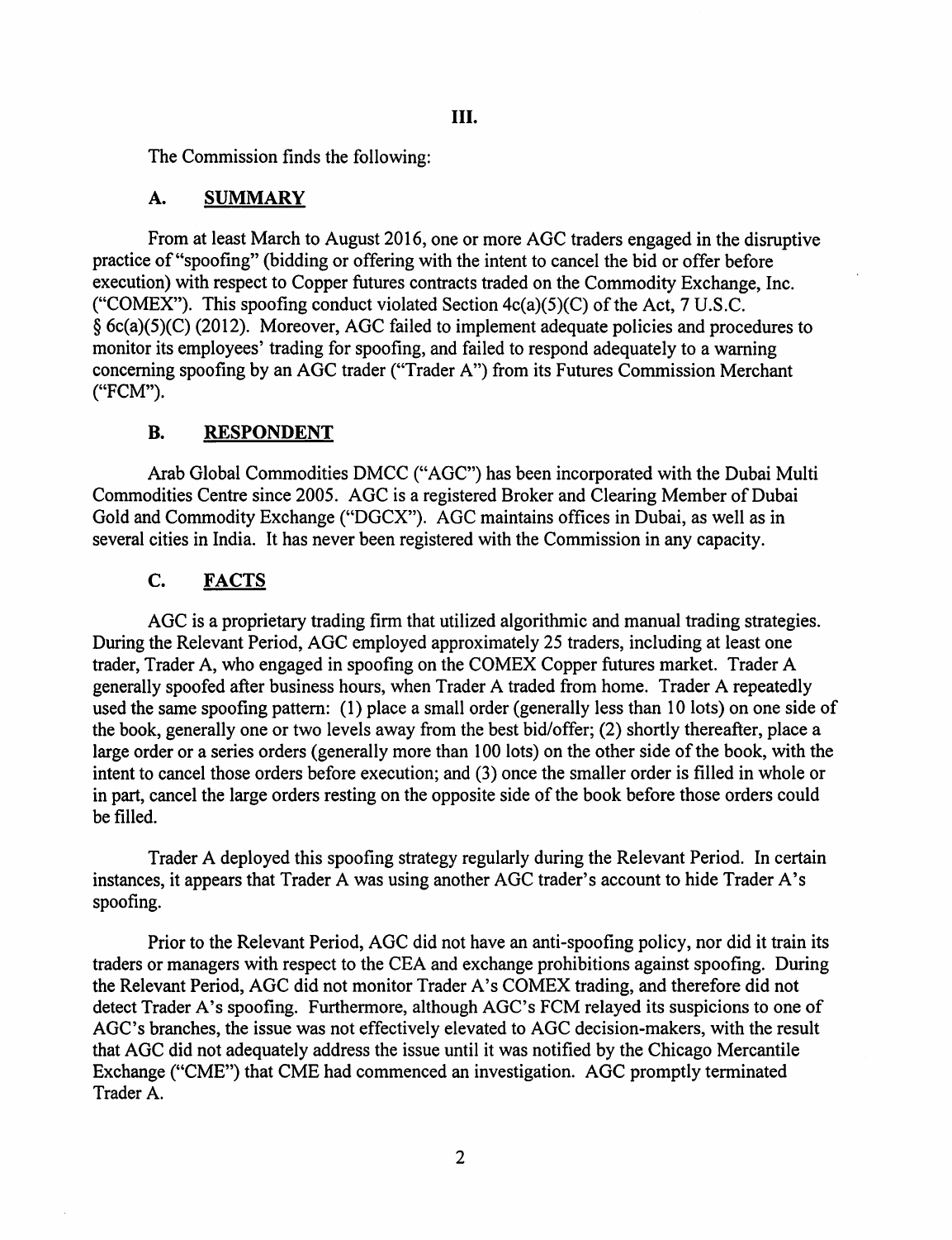## III.

The Commission finds the following:

### A. SUMMARY

From at least March to August 2016, one or more AGC traders engaged in the disruptive practice of "spoofing" (bidding or offering with the intent to cancel the bid or offer before execution) with respect to Copper futures contracts traded on the Commodity Exchange, Inc. ("COMEX"). This spoofing conduct violated Section 4c(a)(5)(C) of the Act, 7 U.S.C. § 6c(a)(5)(C) (2012). Moreover, AGC failed to implement adequate policies and procedures to monitor its employees' trading for spoofing, and failed to respond adequately to a warning concerning spoofing by an AGC trader ("Trader A") from its Futures Commission Merchant ("FCM").

### B. RESPONDENT

Arab Global Commodities DMCC ("AGC") has been incorporated with the Dubai Multi Commodities Centre since 2005. AGC is a registered Broker and Clearing Member of Dubai Gold and Commodity Exchange ("DGCX"). AGC maintains offices in Dubai, as well as in several cities in India. It has never been registered with the Commission in any capacity.

### C. FACTS

AGC is a proprietary trading firm that utilized algorithmic and manual trading strategies. During the Relevant Period, AGC employed approximately 25 traders, including at least one trader, Trader A, who engaged in spoofing on the COMEX Copper futures market. Trader A generally spoofed after business hours, when Trader A traded from home. Trader A repeatedly used the same spoofing pattern: (1) place a small order (generally less than 10 lots) on one side of the book, generally one or two levels away from the best bid/offer; (2) shortly thereafter, place a large order or a series orders (generally more than 100 lots) on the other side of the book, with the intent to cancel those orders before execution; and (3) once the smaller order is filled in whole or in part, cancel the large orders resting on the opposite side of the book before those orders could be filled.

Trader A deployed this spoofing strategy regularly during the Relevant Period. In certain instances, it appears that Trader A was using another AGC trader's account to hide Trader A's spoofing.

Prior to the Relevant Period, AGC did not have an anti-spoofing policy, nor did it train its traders or managers with respect to the CEA and exchange prohibitions against spoofing. During the Relevant Period, AGC did not monitor Trader A's COMEX trading, and therefore did not detect Trader A's spoofing. Furthermore, although AGC's FCM relayed its suspicions to one of AGC's branches, the issue was not effectively elevated to AGC decision-makers, with the result that AGC did not adequately address the issue until it was notified by the Chicago Mercantile Exchange ("CME") that CME had commenced an investigation. AGC promptly terminated Trader A.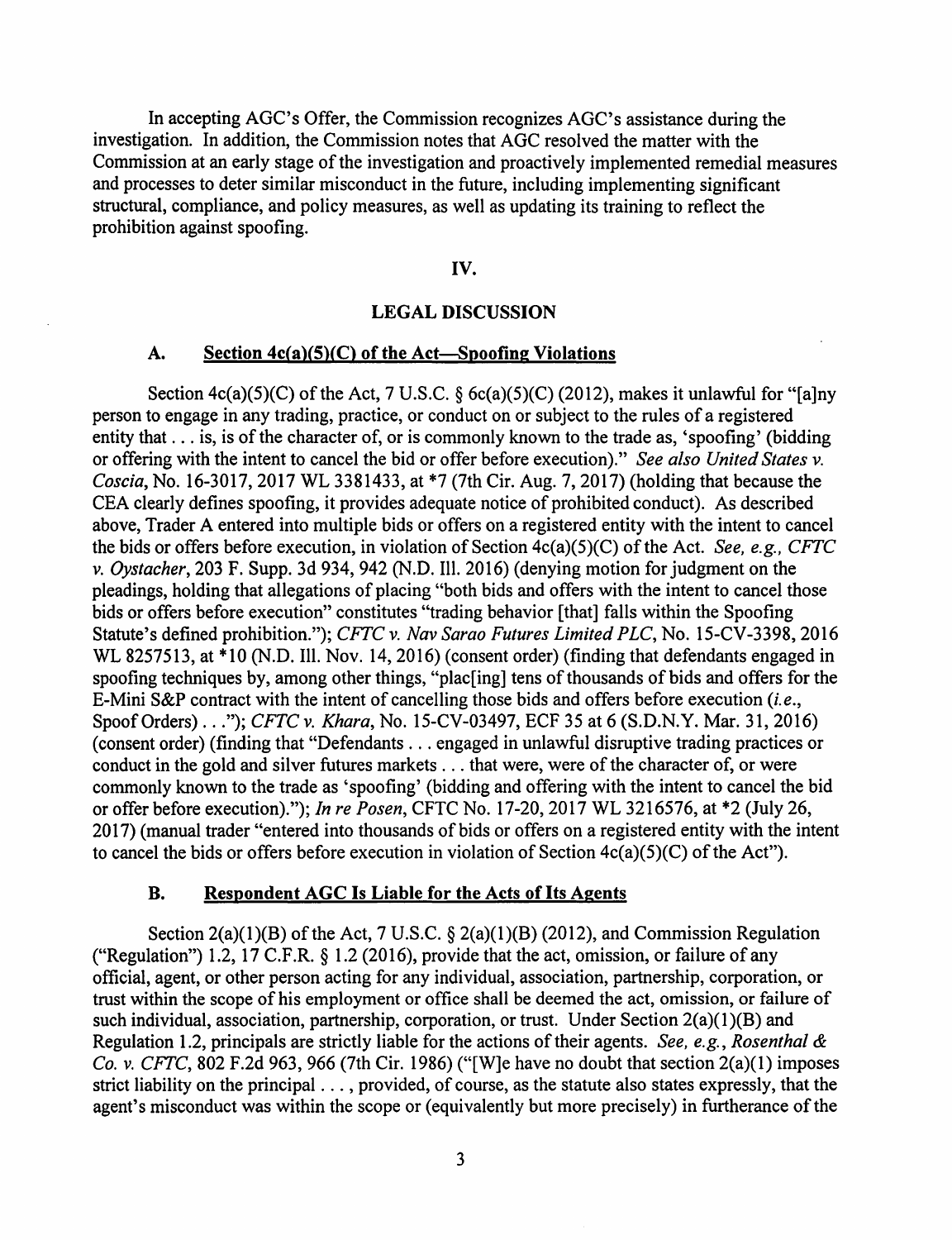In accepting AGC's Offer, the Commission recognizes AGC's assistance during the investigation. In addition, the Commission notes that AGC resolved the matter with the Commission at an early stage of the investigation and proactively implemented remedial measures and processes to deter similar misconduct in the future, including implementing significant structural, compliance, and policy measures, as well as updating its training to reflect the prohibition against spoofing.

## IV.

## LEGAL DISCUSSION

### A. Section 4c(a)(5)(C) of the Act—Spoofing Violations

Section 4c(a)(5)(C) of the Act, 7 U.S.C. § 6c(a)(5)(C) (2012), makes it unlawful for "[a]ny person to engage in any trading, practice, or conduct on or subject to the rules of a registered entity that . . . is, is of the character of, or is commonly known to the trade as, 'spoofing' (bidding or offering with the intent to cancel the bid or offer before execution)." *See also United States v. Coscia*, No. 16-3017, 2017 WL 3381433, at *7 (7th Cir. Aug. 7, 2017) (holding that because the CEA clearly defines spoofing, it provides adequate notice of prohibited conduct). As described above, Trader A entered into multiple bids or offers on a registered entity with the intent to cancel the bids or offers before execution, in violation of Section 4c(a)(5)(C) of the Act. *See, e.g., CFTC v. Oystacher*, 203 F. Supp. 3d 934, 942 (N.D. Ill. 2016) (denying motion for judgment on the pleadings, holding that allegations of placing "both bids and offers with the intent to cancel those bids or offers before execution" constitutes "trading behavior [that] falls within the Spoofing Statute's defined prohibition."); *CFTC v. Nav Sarao Futures Limited PLC*, No. 15-CV-3398, 2016 WL 8257513, at *10 (N.D. Ill. Nov. 14, 2016) (consent order) (finding that defendants engaged in spoofing techniques by, among other things, "plac[ing] tens of thousands of bids and offers for the E-Mini S&P contract with the intent of cancelling those bids and offers before execution (*i.e.*, Spoof Orders) . . ."); *CFTC v. Khara*, No. 15-CV-03497, ECF 35 at 6 (S.D.N.Y. Mar. 31, 2016) (consent order) (finding that "Defendants . . . engaged in unlawful disruptive trading practices or conduct in the gold and silver futures markets . . . that were, were of the character of, or were commonly known to the trade as 'spoofing' (bidding and offering with the intent to cancel the bid or offer before execution)."); *In re Posen*, CFTC No. 17-20, 2017 WL 3216576, at *2 (July 26, 2017) (manual trader "entered into thousands of bids or offers on a registered entity with the intent to cancel the bids or offers before execution in violation of Section 4c(a)(5)(C) of the Act").

### B. Respondent AGC Is Liable for the Acts of Its Agents

Section 2(a)(1)(B) of the Act, 7 U.S.C. § 2(a)(1)(B) (2012), and Commission Regulation ("Regulation") 1.2, 17 C.F.R. § 1.2 (2016), provide that the act, omission, or failure of any official, agent, or other person acting for any individual, association, partnership, corporation, or trust within the scope of his employment or office shall be deemed the act, omission, or failure of such individual, association, partnership, corporation, or trust. Under Section 2(a)(1)(B) and Regulation 1.2, principals are strictly liable for the actions of their agents. *See, e.g., Rosenthal & Co. v. CFTC*, 802 F.2d 963, 966 (7th Cir. 1986) ("[W]e have no doubt that section 2(a)(1) imposes strict liability on the principal . . . , provided, of course, as the statute also states expressly, that the agent's misconduct was within the scope or (equivalently but more precisely) in furtherance of the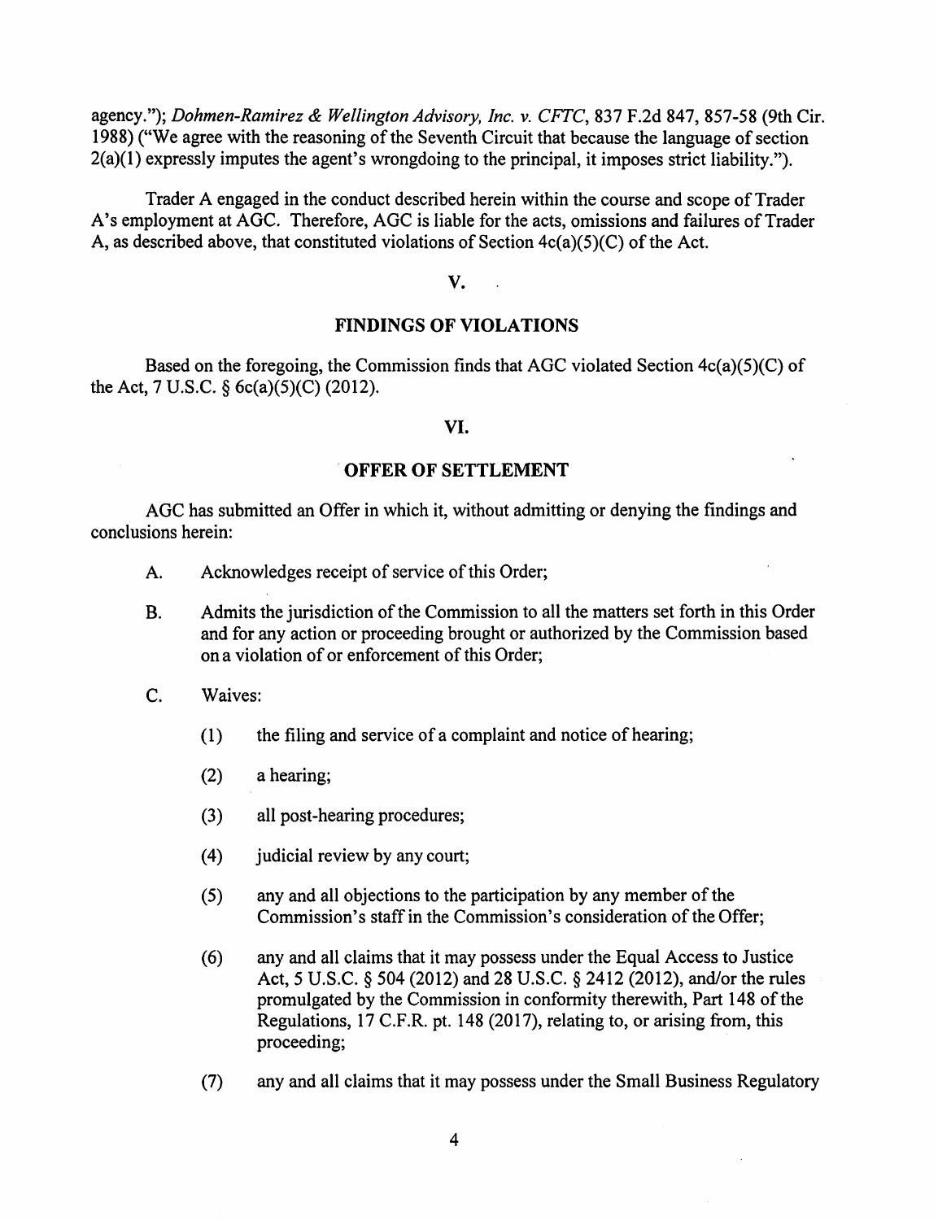agency."); *Dohmen-Ramirez & Wellington Advisory, Inc. v. CFTC*, 837 F.2d 847, 857-58 (9th Cir. 1988) ("We agree with the reasoning of the Seventh Circuit that because the language of section 2(a)(1) expressly imputes the agent's wrongdoing to the principal, it imposes strict liability.").

Trader A engaged in the conduct described herein within the course and scope of Trader A's employment at AGC. Therefore, AGC is liable for the acts, omissions and failures of Trader A, as described above, that constituted violations of Section 4c(a)(5)(C) of the Act.

## V.

## FINDINGS OF VIOLATIONS

Based on the foregoing, the Commission finds that AGC violated Section 4c(a)(5)(C) of the Act, 7 U.S.C. § 6c(a)(5)(C) (2012).

## VI.

## OFFER OF SETTLEMENT

AGC has submitted an Offer in which it, without admitting or denying the findings and conclusions herein:

A. Acknowledges receipt of service of this Order;

B. Admits the jurisdiction of the Commission to all the matters set forth in this Order and for any action or proceeding brought or authorized by the Commission based on a violation of or enforcement of this Order;

C. Waives:

(1) the filing and service of a complaint and notice of hearing;

(2) a hearing;

(3) all post-hearing procedures;

(4) judicial review by any court;

(5) any and all objections to the participation by any member of the Commission's staff in the Commission's consideration of the Offer;

(6) any and all claims that it may possess under the Equal Access to Justice Act, 5 U.S.C. § 504 (2012) and 28 U.S.C. § 2412 (2012), and/or the rules promulgated by the Commission in conformity therewith, Part 148 of the Regulations, 17 C.F.R. pt. 148 (2017), relating to, or arising from, this proceeding;

(7) any and all claims that it may possess under the Small Business Regulatory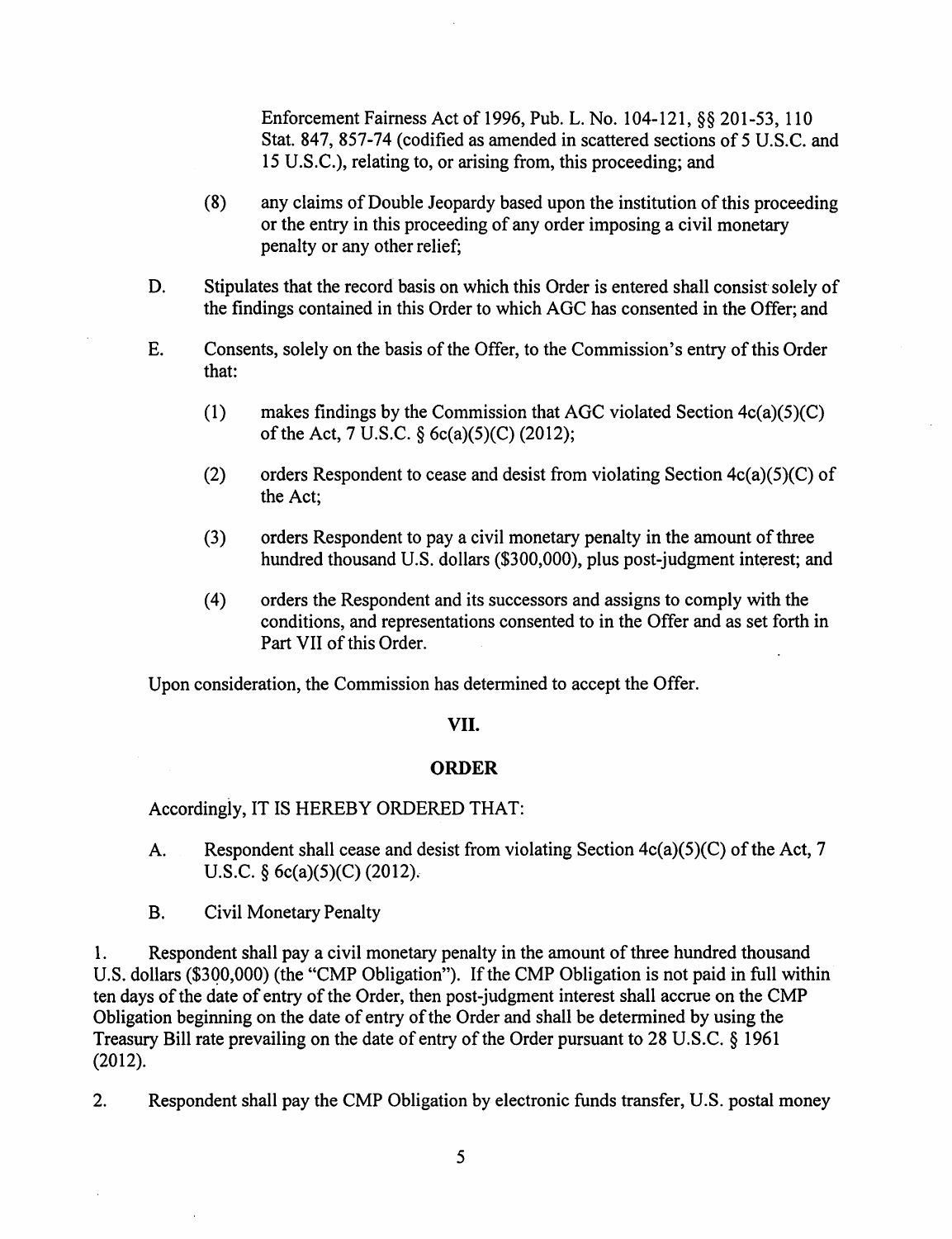Enforcement Fairness Act of 1996, Pub. L. No. 104-121, §§ 201-53, 110 Stat. 847, 857-74 (codified as amended in scattered sections of 5 U.S.C. and 15 U.S.C.), relating to, or arising from, this proceeding; and

(8) any claims of Double Jeopardy based upon the institution of this proceeding or the entry in this proceeding of any order imposing a civil monetary penalty or any other relief;

D. Stipulates that the record basis on which this Order is entered shall consist solely of the findings contained in this Order to which AGC has consented in the Offer; and

E. Consents, solely on the basis of the Offer, to the Commission's entry of this Order that:

(1) makes findings by the Commission that AGC violated Section 4c(a)(5)(C) of the Act, 7 U.S.C. § 6c(a)(5)(C) (2012);

(2) orders Respondent to cease and desist from violating Section 4c(a)(5)(C) of the Act;

(3) orders Respondent to pay a civil monetary penalty in the amount of three hundred thousand U.S. dollars ($300,000), plus post-judgment interest; and

(4) orders the Respondent and its successors and assigns to comply with the conditions, and representations consented to in the Offer and as set forth in Part VII of this Order.

Upon consideration, the Commission has determined to accept the Offer.

## VII.

## ORDER

Accordingly, IT IS HEREBY ORDERED THAT:

A. Respondent shall cease and desist from violating Section 4c(a)(5)(C) of the Act, 7 U.S.C. § 6c(a)(5)(C) (2012).

B. Civil Monetary Penalty

1. Respondent shall pay a civil monetary penalty in the amount of three hundred thousand U.S. dollars ($300,000) (the "CMP Obligation"). If the CMP Obligation is not paid in full within ten days of the date of entry of the Order, then post-judgment interest shall accrue on the CMP Obligation beginning on the date of entry of the Order and shall be determined by using the Treasury Bill rate prevailing on the date of entry of the Order pursuant to 28 U.S.C. § 1961 (2012).

2. Respondent shall pay the CMP Obligation by electronic funds transfer, U.S. postal money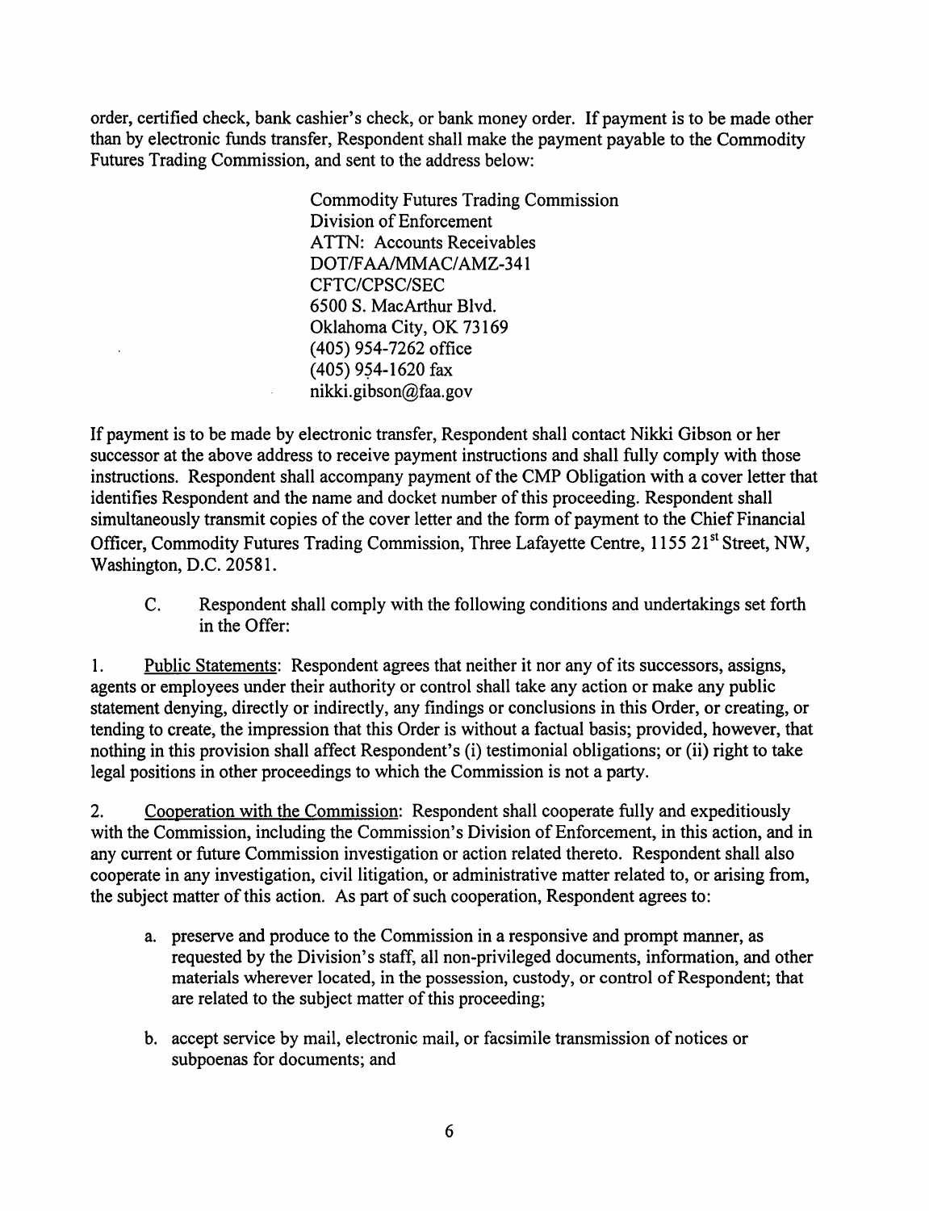order, certified check, bank cashier's check, or bank money order. If payment is to be made other than by electronic funds transfer, Respondent shall make the payment payable to the Commodity Futures Trading Commission, and sent to the address below:

> Commodity Futures Trading Commission
> Division of Enforcement
> ATTN: Accounts Receivables
> DOT/FAA/MMAC/AMZ-341
> CFTC/CPSC/SEC
> 6500 S. MacArthur Blvd.
> Oklahoma City, OK 73169
> (405) 954-7262 office
> (405) 954-1620 fax
> nikki.gibson@faa.gov

If payment is to be made by electronic transfer, Respondent shall contact Nikki Gibson or her successor at the above address to receive payment instructions and shall fully comply with those instructions. Respondent shall accompany payment of the CMP Obligation with a cover letter that identifies Respondent and the name and docket number of this proceeding. Respondent shall simultaneously transmit copies of the cover letter and the form of payment to the Chief Financial Officer, Commodity Futures Trading Commission, Three Lafayette Centre, 1155 21st Street, NW, Washington, D.C. 20581.

C. Respondent shall comply with the following conditions and undertakings set forth in the Offer:

1. Public Statements: Respondent agrees that neither it nor any of its successors, assigns, agents or employees under their authority or control shall take any action or make any public statement denying, directly or indirectly, any findings or conclusions in this Order, or creating, or tending to create, the impression that this Order is without a factual basis; provided, however, that nothing in this provision shall affect Respondent's (i) testimonial obligations; or (ii) right to take legal positions in other proceedings to which the Commission is not a party.

2. Cooperation with the Commission: Respondent shall cooperate fully and expeditiously with the Commission, including the Commission's Division of Enforcement, in this action, and in any current or future Commission investigation or action related thereto. Respondent shall also cooperate in any investigation, civil litigation, or administrative matter related to, or arising from, the subject matter of this action. As part of such cooperation, Respondent agrees to:

a. preserve and produce to the Commission in a responsive and prompt manner, as requested by the Division's staff, all non-privileged documents, information, and other materials wherever located, in the possession, custody, or control of Respondent; that are related to the subject matter of this proceeding;

b. accept service by mail, electronic mail, or facsimile transmission of notices or subpoenas for documents; and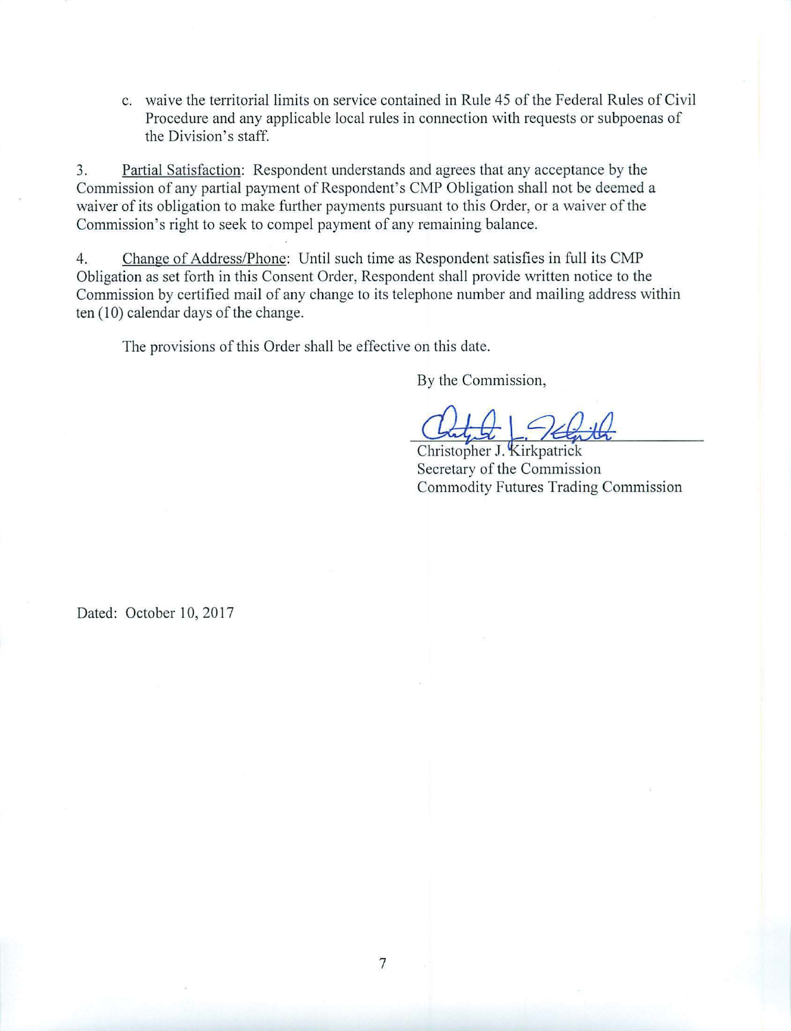c. waive the territorial limits on service contained in Rule 45 of the Federal Rules of Civil Procedure and any applicable local rules in connection with requests or subpoenas of the Division's staff.

3. <u>Partial Satisfaction</u>: Respondent understands and agrees that any acceptance by the Commission of any partial payment of Respondent's CMP Obligation shall not be deemed a waiver of its obligation to make further payments pursuant to this Order, or a waiver of the Commission's right to seek to compel payment of any remaining balance.

4. <u>Change of Address/Phone</u>: Until such time as Respondent satisfies in full its CMP Obligation as set forth in this Consent Order, Respondent shall provide written notice to the Commission by certified mail of any change to its telephone number and mailing address within ten (10) calendar days of the change.

The provisions of this Order shall be effective on this date.

By the Commission,

Christopher J. Kirkpatrick
Secretary of the Commission
Commodity Futures Trading Commission

Dated: October 10, 2017